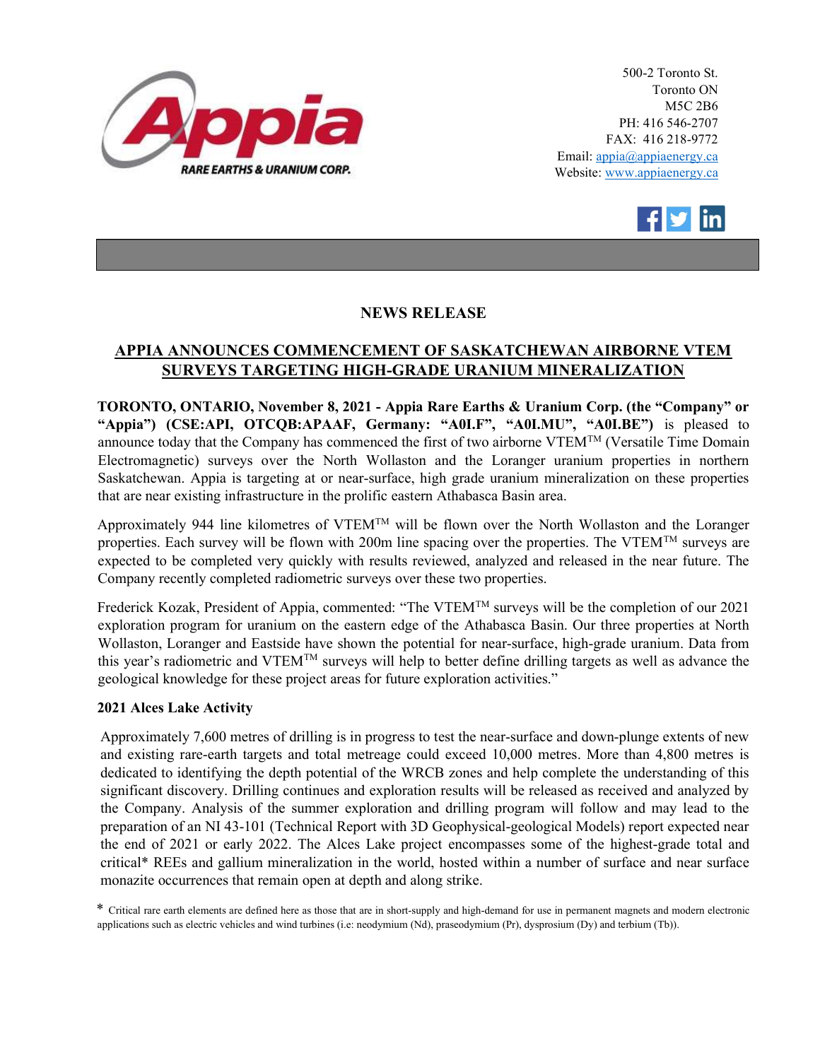500-2 Toronto St.
Toronto ON
M5C 2B6
PH: 416 546-2707
FAX: 416 218-9772
Email: appia@appiaenergy.ca
Website: www.appiaenergy.ca

## NEWS RELEASE

## APPIA ANNOUNCES COMMENCEMENT OF SASKATCHEWAN AIRBORNE VTEM SURVEYS TARGETING HIGH-GRADE URANIUM MINERALIZATION

**TORONTO, ONTARIO, November 8, 2021 - Appia Rare Earths & Uranium Corp. (the "Company" or "Appia") (CSE:API, OTCQB:APAAF, Germany: "A0I.F", "A0I.MU", "A0I.BE")** is pleased to announce today that the Company has commenced the first of two airborne VTEM™ (Versatile Time Domain Electromagnetic) surveys over the North Wollaston and the Loranger uranium properties in northern Saskatchewan. Appia is targeting at or near-surface, high grade uranium mineralization on these properties that are near existing infrastructure in the prolific eastern Athabasca Basin area.

Approximately 944 line kilometres of VTEM™ will be flown over the North Wollaston and the Loranger properties. Each survey will be flown with 200m line spacing over the properties. The VTEM™ surveys are expected to be completed very quickly with results reviewed, analyzed and released in the near future. The Company recently completed radiometric surveys over these two properties.

Frederick Kozak, President of Appia, commented: "The VTEM™ surveys will be the completion of our 2021 exploration program for uranium on the eastern edge of the Athabasca Basin. Our three properties at North Wollaston, Loranger and Eastside have shown the potential for near-surface, high-grade uranium. Data from this year's radiometric and VTEM™ surveys will help to better define drilling targets as well as advance the geological knowledge for these project areas for future exploration activities."

### 2021 Alces Lake Activity

Approximately 7,600 metres of drilling is in progress to test the near-surface and down-plunge extents of new and existing rare-earth targets and total metreage could exceed 10,000 metres. More than 4,800 metres is dedicated to identifying the depth potential of the WRCB zones and help complete the understanding of this significant discovery. Drilling continues and exploration results will be released as received and analyzed by the Company. Analysis of the summer exploration and drilling program will follow and may lead to the preparation of an NI 43-101 (Technical Report with 3D Geophysical-geological Models) report expected near the end of 2021 or early 2022. The Alces Lake project encompasses some of the highest-grade total and critical* REEs and gallium mineralization in the world, hosted within a number of surface and near surface monazite occurrences that remain open at depth and along strike.

* Critical rare earth elements are defined here as those that are in short-supply and high-demand for use in permanent magnets and modern electronic applications such as electric vehicles and wind turbines (i.e: neodymium (Nd), praseodymium (Pr), dysprosium (Dy) and terbium (Tb)).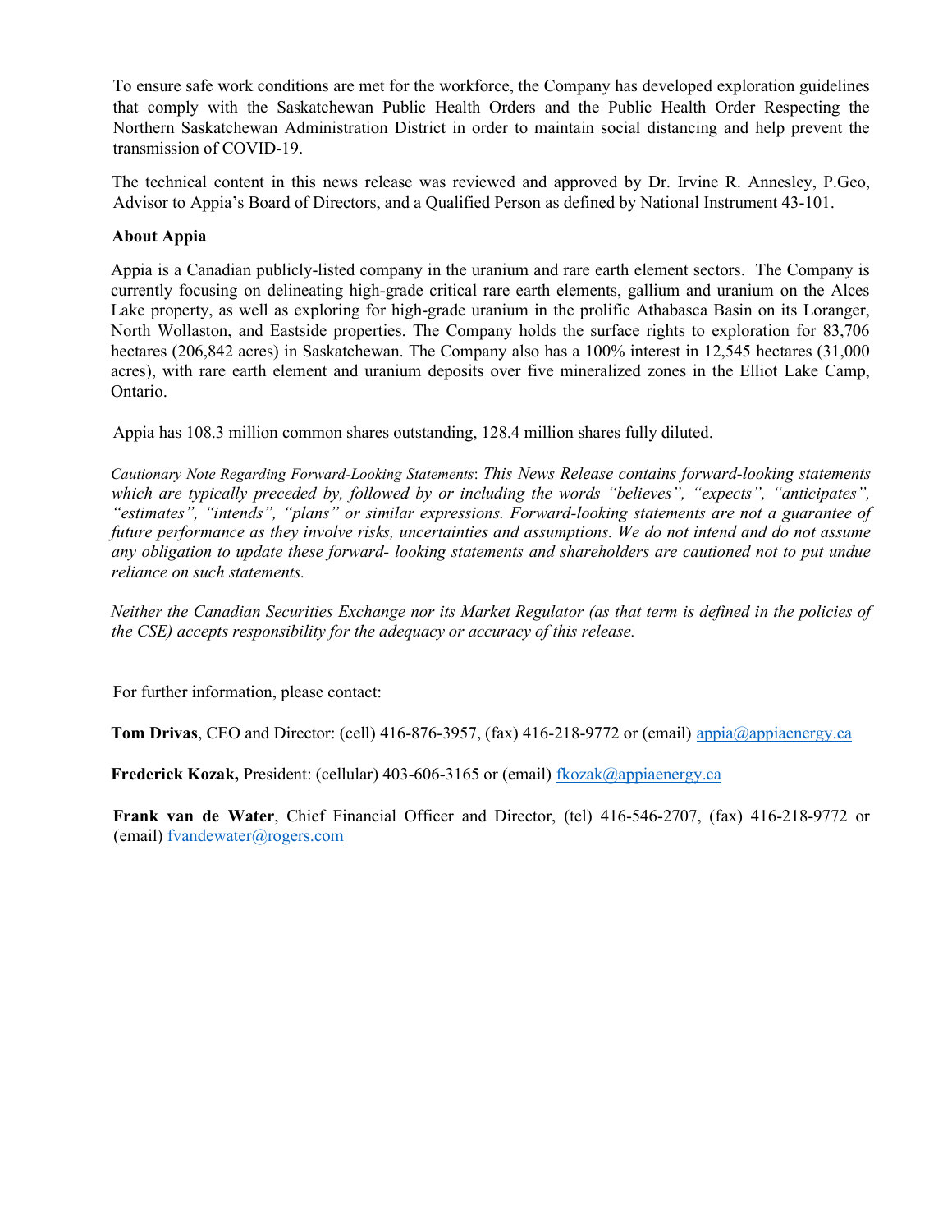To ensure safe work conditions are met for the workforce, the Company has developed exploration guidelines that comply with the Saskatchewan Public Health Orders and the Public Health Order Respecting the Northern Saskatchewan Administration District in order to maintain social distancing and help prevent the transmission of COVID-19.

The technical content in this news release was reviewed and approved by Dr. Irvine R. Annesley, P.Geo, Advisor to Appia's Board of Directors, and a Qualified Person as defined by National Instrument 43-101.

**About Appia**

Appia is a Canadian publicly-listed company in the uranium and rare earth element sectors. The Company is currently focusing on delineating high-grade critical rare earth elements, gallium and uranium on the Alces Lake property, as well as exploring for high-grade uranium in the prolific Athabasca Basin on its Loranger, North Wollaston, and Eastside properties. The Company holds the surface rights to exploration for 83,706 hectares (206,842 acres) in Saskatchewan. The Company also has a 100% interest in 12,545 hectares (31,000 acres), with rare earth element and uranium deposits over five mineralized zones in the Elliot Lake Camp, Ontario.

Appia has 108.3 million common shares outstanding, 128.4 million shares fully diluted.

*Cautionary Note Regarding Forward-Looking Statements*: *This News Release contains forward-looking statements which are typically preceded by, followed by or including the words "believes", "expects", "anticipates", "estimates", "intends", "plans" or similar expressions. Forward-looking statements are not a guarantee of future performance as they involve risks, uncertainties and assumptions. We do not intend and do not assume any obligation to update these forward- looking statements and shareholders are cautioned not to put undue reliance on such statements.*

*Neither the Canadian Securities Exchange nor its Market Regulator (as that term is defined in the policies of the CSE) accepts responsibility for the adequacy or accuracy of this release.*

For further information, please contact:

**Tom Drivas**, CEO and Director: (cell) 416-876-3957, (fax) 416-218-9772 or (email) appia@appiaenergy.ca

**Frederick Kozak,** President: (cellular) 403-606-3165 or (email) fkozak@appiaenergy.ca

**Frank van de Water**, Chief Financial Officer and Director, (tel) 416-546-2707, (fax) 416-218-9772 or (email) fvandewater@rogers.com